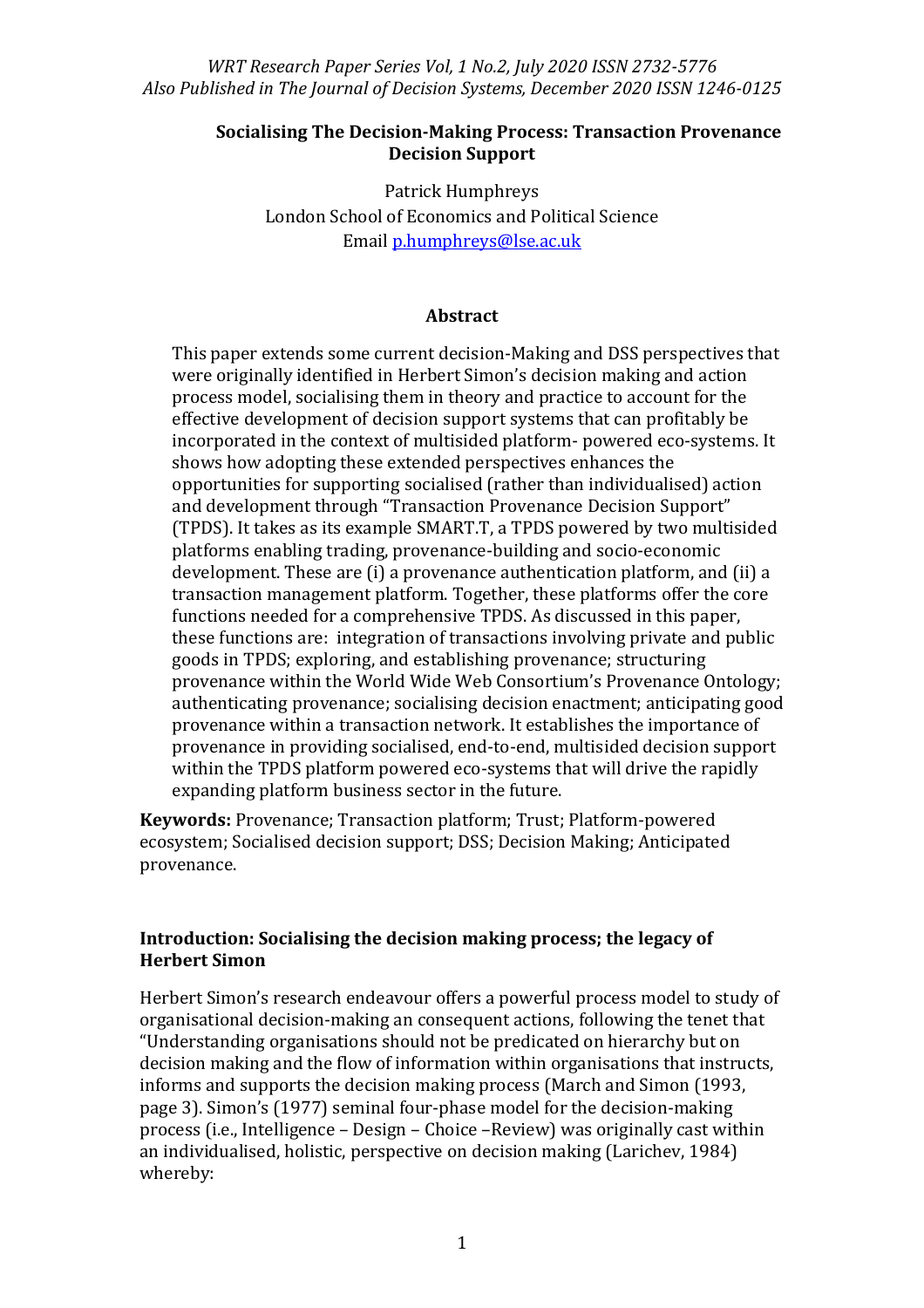*WRT Research Paper Series Vol, 1 No.2, July 2020 ISSN 2732-5776*
*Also Published in The Journal of Decision Systems, December 2020 ISSN 1246-0125*

# Socialising The Decision-Making Process: Transaction Provenance Decision Support

Patrick Humphreys
London School of Economics and Political Science
Email p.humphreys@lse.ac.uk

## Abstract

This paper extends some current decision-Making and DSS perspectives that were originally identified in Herbert Simon's decision making and action process model, socialising them in theory and practice to account for the effective development of decision support systems that can profitably be incorporated in the context of multisided platform- powered eco-systems. It shows how adopting these extended perspectives enhances the opportunities for supporting socialised (rather than individualised) action and development through "Transaction Provenance Decision Support" (TPDS). It takes as its example SMART.T, a TPDS powered by two multisided platforms enabling trading, provenance-building and socio-economic development. These are (i) a provenance authentication platform, and (ii) a transaction management platform. Together, these platforms offer the core functions needed for a comprehensive TPDS. As discussed in this paper, these functions are: integration of transactions involving private and public goods in TPDS; exploring, and establishing provenance; structuring provenance within the World Wide Web Consortium's Provenance Ontology; authenticating provenance; socialising decision enactment; anticipating good provenance within a transaction network. It establishes the importance of provenance in providing socialised, end-to-end, multisided decision support within the TPDS platform powered eco-systems that will drive the rapidly expanding platform business sector in the future.

**Keywords:** Provenance; Transaction platform; Trust; Platform-powered ecosystem; Socialised decision support; DSS; Decision Making; Anticipated provenance.

## Introduction: Socialising the decision making process; the legacy of Herbert Simon

Herbert Simon's research endeavour offers a powerful process model to study of organisational decision-making an consequent actions, following the tenet that "Understanding organisations should not be predicated on hierarchy but on decision making and the flow of information within organisations that instructs, informs and supports the decision making process (March and Simon (1993, page 3). Simon's (1977) seminal four-phase model for the decision-making process (i.e., Intelligence – Design – Choice –Review) was originally cast within an individualised, holistic, perspective on decision making (Larichev, 1984) whereby: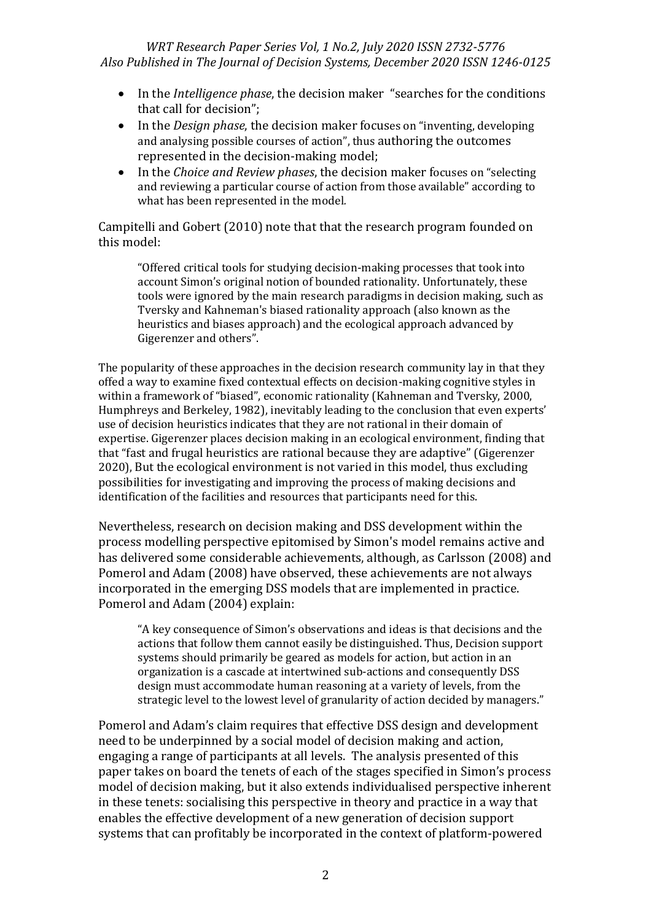- In the *Intelligence phase*, the decision maker "searches for the conditions that call for decision";
- In the *Design phase*, the decision maker focuses on "inventing, developing and analysing possible courses of action", thus authoring the outcomes represented in the decision-making model;
- In the *Choice and Review phases*, the decision maker focuses on "selecting and reviewing a particular course of action from those available" according to what has been represented in the model.

Campitelli and Gobert (2010) note that that the research program founded on this model:

> "Offered critical tools for studying decision-making processes that took into account Simon's original notion of bounded rationality. Unfortunately, these tools were ignored by the main research paradigms in decision making, such as Tversky and Kahneman's biased rationality approach (also known as the heuristics and biases approach) and the ecological approach advanced by Gigerenzer and others".

The popularity of these approaches in the decision research community lay in that they offed a way to examine fixed contextual effects on decision-making cognitive styles in within a framework of "biased", economic rationality (Kahneman and Tversky, 2000, Humphreys and Berkeley, 1982), inevitably leading to the conclusion that even experts' use of decision heuristics indicates that they are not rational in their domain of expertise. Gigerenzer places decision making in an ecological environment, finding that that "fast and frugal heuristics are rational because they are adaptive" (Gigerenzer 2020), But the ecological environment is not varied in this model, thus excluding possibilities for investigating and improving the process of making decisions and identification of the facilities and resources that participants need for this.

Nevertheless, research on decision making and DSS development within the process modelling perspective epitomised by Simon's model remains active and has delivered some considerable achievements, although, as Carlsson (2008) and Pomerol and Adam (2008) have observed, these achievements are not always incorporated in the emerging DSS models that are implemented in practice. Pomerol and Adam (2004) explain:

> "A key consequence of Simon's observations and ideas is that decisions and the actions that follow them cannot easily be distinguished. Thus, Decision support systems should primarily be geared as models for action, but action in an organization is a cascade at intertwined sub-actions and consequently DSS design must accommodate human reasoning at a variety of levels, from the strategic level to the lowest level of granularity of action decided by managers."

Pomerol and Adam's claim requires that effective DSS design and development need to be underpinned by a social model of decision making and action, engaging a range of participants at all levels. The analysis presented of this paper takes on board the tenets of each of the stages specified in Simon's process model of decision making, but it also extends individualised perspective inherent in these tenets: socialising this perspective in theory and practice in a way that enables the effective development of a new generation of decision support systems that can profitably be incorporated in the context of platform-powered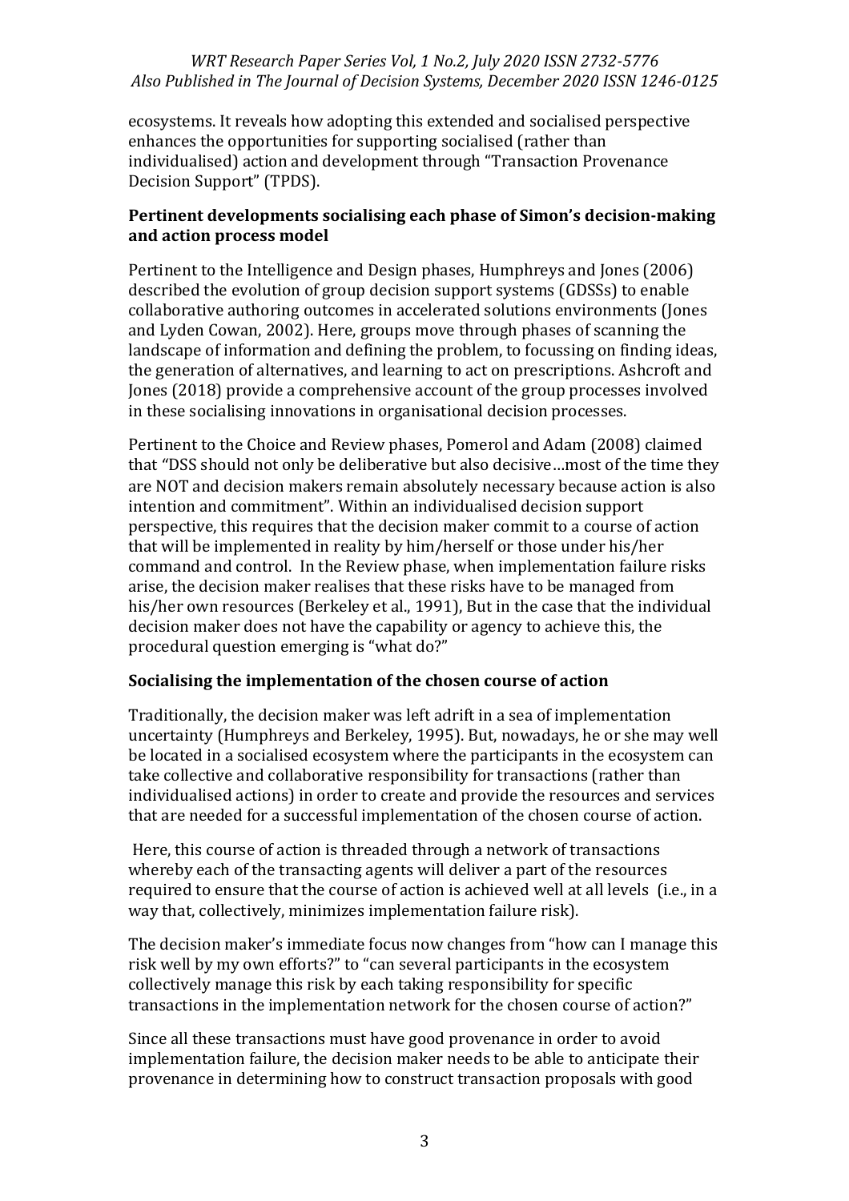ecosystems. It reveals how adopting this extended and socialised perspective enhances the opportunities for supporting socialised (rather than individualised) action and development through "Transaction Provenance Decision Support" (TPDS).

## Pertinent developments socialising each phase of Simon's decision-making and action process model

Pertinent to the Intelligence and Design phases, Humphreys and Jones (2006) described the evolution of group decision support systems (GDSSs) to enable collaborative authoring outcomes in accelerated solutions environments (Jones and Lyden Cowan, 2002). Here, groups move through phases of scanning the landscape of information and defining the problem, to focussing on finding ideas, the generation of alternatives, and learning to act on prescriptions. Ashcroft and Jones (2018) provide a comprehensive account of the group processes involved in these socialising innovations in organisational decision processes.

Pertinent to the Choice and Review phases, Pomerol and Adam (2008) claimed that "DSS should not only be deliberative but also decisive…most of the time they are NOT and decision makers remain absolutely necessary because action is also intention and commitment". Within an individualised decision support perspective, this requires that the decision maker commit to a course of action that will be implemented in reality by him/herself or those under his/her command and control. In the Review phase, when implementation failure risks arise, the decision maker realises that these risks have to be managed from his/her own resources (Berkeley et al., 1991), But in the case that the individual decision maker does not have the capability or agency to achieve this, the procedural question emerging is "what do?"

## Socialising the implementation of the chosen course of action

Traditionally, the decision maker was left adrift in a sea of implementation uncertainty (Humphreys and Berkeley, 1995). But, nowadays, he or she may well be located in a socialised ecosystem where the participants in the ecosystem can take collective and collaborative responsibility for transactions (rather than individualised actions) in order to create and provide the resources and services that are needed for a successful implementation of the chosen course of action.

Here, this course of action is threaded through a network of transactions whereby each of the transacting agents will deliver a part of the resources required to ensure that the course of action is achieved well at all levels (i.e., in a way that, collectively, minimizes implementation failure risk).

The decision maker's immediate focus now changes from "how can I manage this risk well by my own efforts?" to "can several participants in the ecosystem collectively manage this risk by each taking responsibility for specific transactions in the implementation network for the chosen course of action?"

Since all these transactions must have good provenance in order to avoid implementation failure, the decision maker needs to be able to anticipate their provenance in determining how to construct transaction proposals with good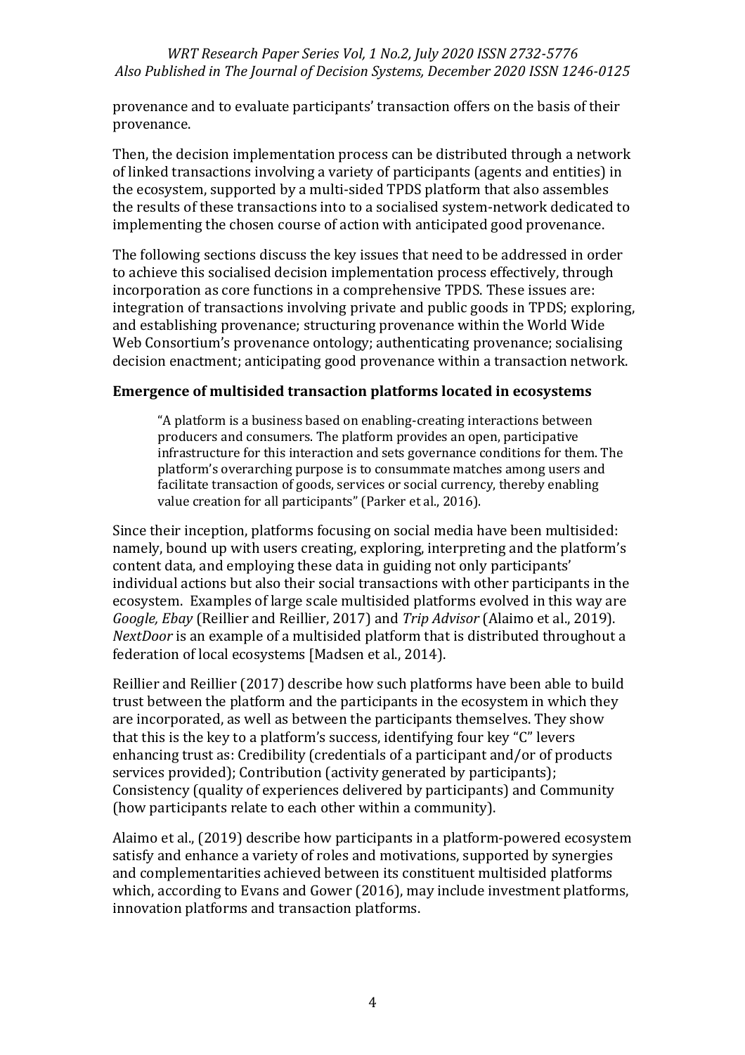provenance and to evaluate participants' transaction offers on the basis of their provenance.

Then, the decision implementation process can be distributed through a network of linked transactions involving a variety of participants (agents and entities) in the ecosystem, supported by a multi-sided TPDS platform that also assembles the results of these transactions into to a socialised system-network dedicated to implementing the chosen course of action with anticipated good provenance.

The following sections discuss the key issues that need to be addressed in order to achieve this socialised decision implementation process effectively, through incorporation as core functions in a comprehensive TPDS. These issues are: integration of transactions involving private and public goods in TPDS; exploring, and establishing provenance; structuring provenance within the World Wide Web Consortium's provenance ontology; authenticating provenance; socialising decision enactment; anticipating good provenance within a transaction network.

### Emergence of multisided transaction platforms located in ecosystems

> "A platform is a business based on enabling-creating interactions between producers and consumers. The platform provides an open, participative infrastructure for this interaction and sets governance conditions for them. The platform's overarching purpose is to consummate matches among users and facilitate transaction of goods, services or social currency, thereby enabling value creation for all participants" (Parker et al., 2016).

Since their inception, platforms focusing on social media have been multisided: namely, bound up with users creating, exploring, interpreting and the platform's content data, and employing these data in guiding not only participants' individual actions but also their social transactions with other participants in the ecosystem. Examples of large scale multisided platforms evolved in this way are *Google, Ebay* (Reillier and Reillier, 2017) and *Trip Advisor* (Alaimo et al., 2019). *NextDoor* is an example of a multisided platform that is distributed throughout a federation of local ecosystems [Madsen et al., 2014).

Reillier and Reillier (2017) describe how such platforms have been able to build trust between the platform and the participants in the ecosystem in which they are incorporated, as well as between the participants themselves. They show that this is the key to a platform's success, identifying four key "C" levers enhancing trust as: Credibility (credentials of a participant and/or of products services provided); Contribution (activity generated by participants); Consistency (quality of experiences delivered by participants) and Community (how participants relate to each other within a community).

Alaimo et al., (2019) describe how participants in a platform-powered ecosystem satisfy and enhance a variety of roles and motivations, supported by synergies and complementarities achieved between its constituent multisided platforms which, according to Evans and Gower (2016), may include investment platforms, innovation platforms and transaction platforms.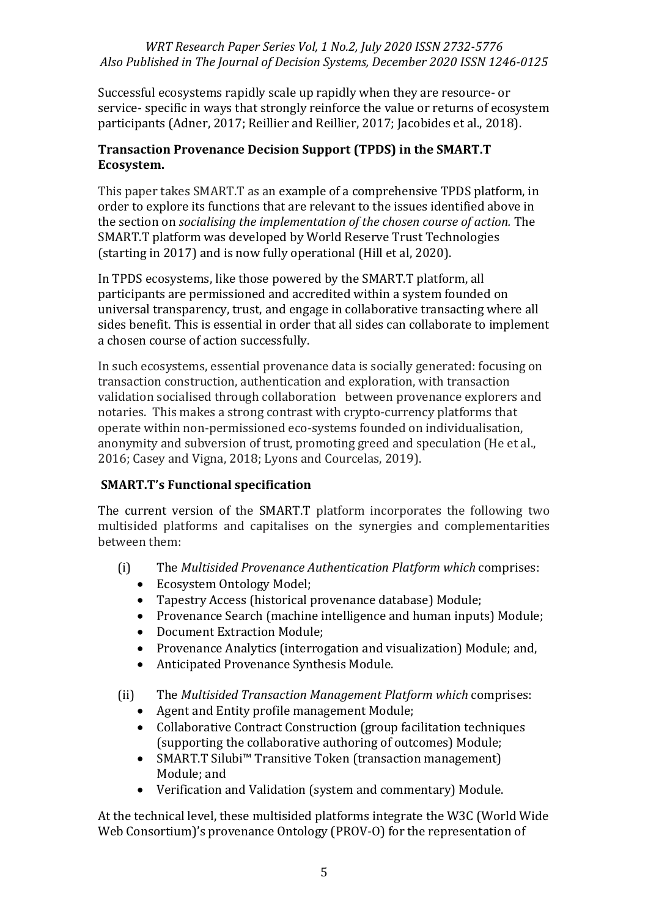Successful ecosystems rapidly scale up rapidly when they are resource- or service- specific in ways that strongly reinforce the value or returns of ecosystem participants (Adner, 2017; Reillier and Reillier, 2017; Jacobides et al., 2018).

### Transaction Provenance Decision Support (TPDS) in the SMART.T Ecosystem.

This paper takes SMART.T as an example of a comprehensive TPDS platform, in order to explore its functions that are relevant to the issues identified above in the section on *socialising the implementation of the chosen course of action.* The SMART.T platform was developed by World Reserve Trust Technologies (starting in 2017) and is now fully operational (Hill et al, 2020).

In TPDS ecosystems, like those powered by the SMART.T platform, all participants are permissioned and accredited within a system founded on universal transparency, trust, and engage in collaborative transacting where all sides benefit. This is essential in order that all sides can collaborate to implement a chosen course of action successfully.

In such ecosystems, essential provenance data is socially generated: focusing on transaction construction, authentication and exploration, with transaction validation socialised through collaboration between provenance explorers and notaries. This makes a strong contrast with crypto-currency platforms that operate within non-permissioned eco-systems founded on individualisation, anonymity and subversion of trust, promoting greed and speculation (He et al., 2016; Casey and Vigna, 2018; Lyons and Courcelas, 2019).

### SMART.T's Functional specification

The current version of the SMART.T platform incorporates the following two multisided platforms and capitalises on the synergies and complementarities between them:

(i) The *Multisided Provenance Authentication Platform which* comprises:
- Ecosystem Ontology Model;
- Tapestry Access (historical provenance database) Module;
- Provenance Search (machine intelligence and human inputs) Module;
- Document Extraction Module;
- Provenance Analytics (interrogation and visualization) Module; and,
- Anticipated Provenance Synthesis Module.

(ii) The *Multisided Transaction Management Platform which* comprises:
- Agent and Entity profile management Module;
- Collaborative Contract Construction (group facilitation techniques (supporting the collaborative authoring of outcomes) Module;
- SMART.T Silubi™ Transitive Token (transaction management) Module; and
- Verification and Validation (system and commentary) Module.

At the technical level, these multisided platforms integrate the W3C (World Wide Web Consortium)'s provenance Ontology (PROV-O) for the representation of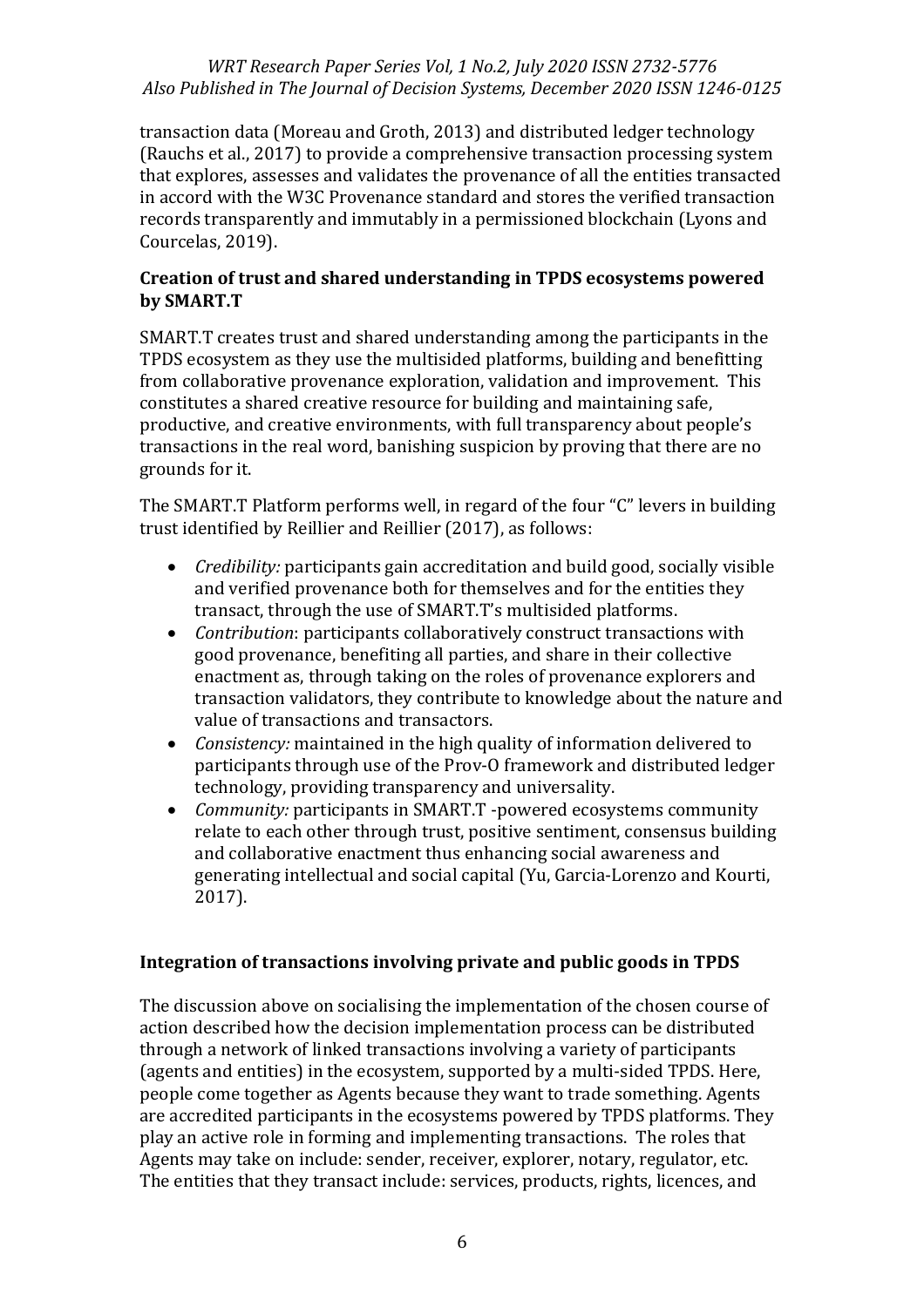transaction data (Moreau and Groth, 2013) and distributed ledger technology (Rauchs et al., 2017) to provide a comprehensive transaction processing system that explores, assesses and validates the provenance of all the entities transacted in accord with the W3C Provenance standard and stores the verified transaction records transparently and immutably in a permissioned blockchain (Lyons and Courcelas, 2019).

### Creation of trust and shared understanding in TPDS ecosystems powered by SMART.T

SMART.T creates trust and shared understanding among the participants in the TPDS ecosystem as they use the multisided platforms, building and benefitting from collaborative provenance exploration, validation and improvement. This constitutes a shared creative resource for building and maintaining safe, productive, and creative environments, with full transparency about people's transactions in the real word, banishing suspicion by proving that there are no grounds for it.

The SMART.T Platform performs well, in regard of the four "C" levers in building trust identified by Reillier and Reillier (2017), as follows:

- *Credibility:* participants gain accreditation and build good, socially visible and verified provenance both for themselves and for the entities they transact, through the use of SMART.T's multisided platforms.
- *Contribution*: participants collaboratively construct transactions with good provenance, benefiting all parties, and share in their collective enactment as, through taking on the roles of provenance explorers and transaction validators, they contribute to knowledge about the nature and value of transactions and transactors.
- *Consistency:* maintained in the high quality of information delivered to participants through use of the Prov-O framework and distributed ledger technology, providing transparency and universality.
- *Community:* participants in SMART.T -powered ecosystems community relate to each other through trust, positive sentiment, consensus building and collaborative enactment thus enhancing social awareness and generating intellectual and social capital (Yu, Garcia-Lorenzo and Kourti, 2017).

### Integration of transactions involving private and public goods in TPDS

The discussion above on socialising the implementation of the chosen course of action described how the decision implementation process can be distributed through a network of linked transactions involving a variety of participants (agents and entities) in the ecosystem, supported by a multi-sided TPDS. Here, people come together as Agents because they want to trade something. Agents are accredited participants in the ecosystems powered by TPDS platforms. They play an active role in forming and implementing transactions. The roles that Agents may take on include: sender, receiver, explorer, notary, regulator, etc. The entities that they transact include: services, products, rights, licences, and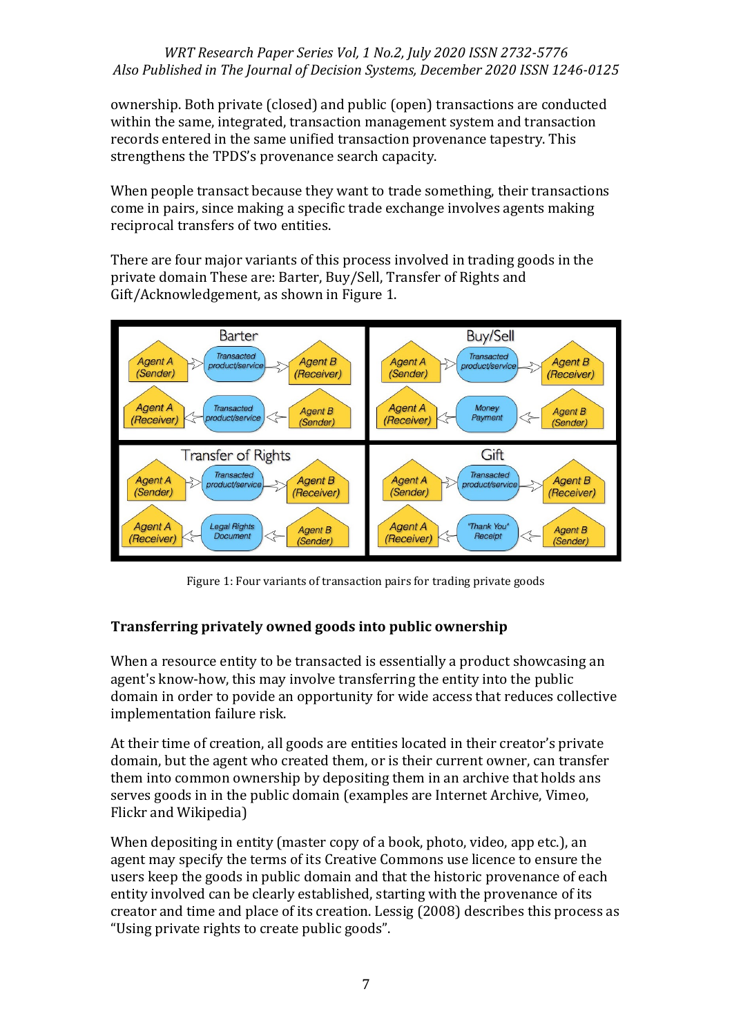ownership. Both private (closed) and public (open) transactions are conducted within the same, integrated, transaction management system and transaction records entered in the same unified transaction provenance tapestry. This strengthens the TPDS's provenance search capacity.

When people transact because they want to trade something, their transactions come in pairs, since making a specific trade exchange involves agents making reciprocal transfers of two entities.

There are four major variants of this process involved in trading goods in the private domain These are: Barter, Buy/Sell, Transfer of Rights and Gift/Acknowledgement, as shown in Figure 1.

Figure 1: Four variants of transaction pairs for trading private goods

## Transferring privately owned goods into public ownership

When a resource entity to be transacted is essentially a product showcasing an agent's know-how, this may involve transferring the entity into the public domain in order to povide an opportunity for wide access that reduces collective implementation failure risk.

At their time of creation, all goods are entities located in their creator's private domain, but the agent who created them, or is their current owner, can transfer them into common ownership by depositing them in an archive that holds ans serves goods in in the public domain (examples are Internet Archive, Vimeo, Flickr and Wikipedia)

When depositing in entity (master copy of a book, photo, video, app etc.), an agent may specify the terms of its Creative Commons use licence to ensure the users keep the goods in public domain and that the historic provenance of each entity involved can be clearly established, starting with the provenance of its creator and time and place of its creation. Lessig (2008) describes this process as "Using private rights to create public goods".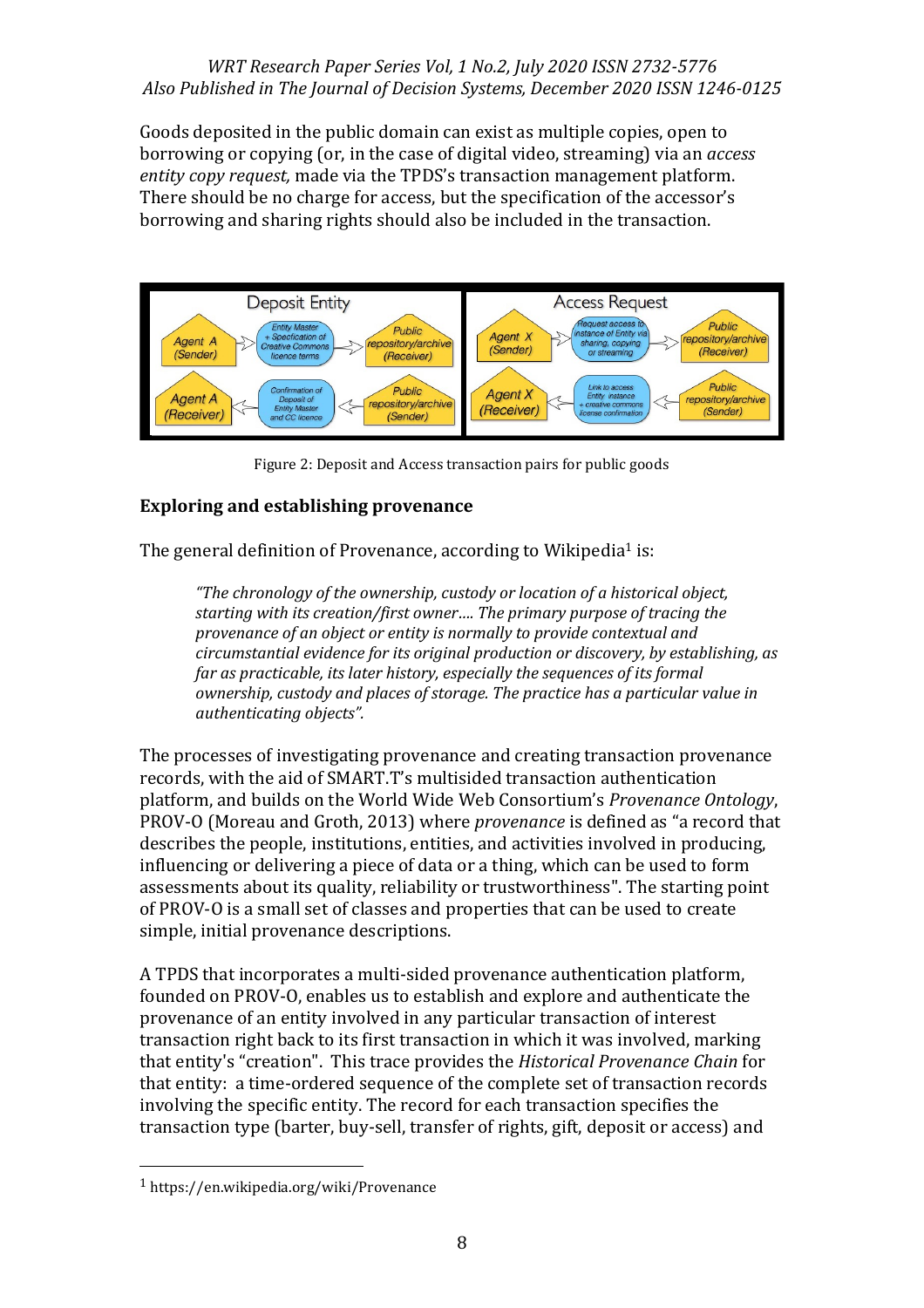Goods deposited in the public domain can exist as multiple copies, open to borrowing or copying (or, in the case of digital video, streaming) via an *access entity copy request,* made via the TPDS's transaction management platform. There should be no charge for access, but the specification of the accessor's borrowing and sharing rights should also be included in the transaction.

Figure 2: Deposit and Access transaction pairs for public goods

### Exploring and establishing provenance

The general definition of Provenance, according to Wikipedia[1] is:

> *"The chronology of the ownership, custody or location of a historical object, starting with its creation/first owner…. The primary purpose of tracing the provenance of an object or entity is normally to provide contextual and circumstantial evidence for its original production or discovery, by establishing, as far as practicable, its later history, especially the sequences of its formal ownership, custody and places of storage. The practice has a particular value in authenticating objects".*

The processes of investigating provenance and creating transaction provenance records, with the aid of SMART.T's multisided transaction authentication platform, and builds on the World Wide Web Consortium's *Provenance Ontology*, PROV-O (Moreau and Groth, 2013) where *provenance* is defined as "a record that describes the people, institutions, entities, and activities involved in producing, influencing or delivering a piece of data or a thing, which can be used to form assessments about its quality, reliability or trustworthiness". The starting point of PROV-O is a small set of classes and properties that can be used to create simple, initial provenance descriptions.

A TPDS that incorporates a multi-sided provenance authentication platform, founded on PROV-O, enables us to establish and explore and authenticate the provenance of an entity involved in any particular transaction of interest transaction right back to its first transaction in which it was involved, marking that entity's "creation". This trace provides the *Historical Provenance Chain* for that entity: a time-ordered sequence of the complete set of transaction records involving the specific entity. The record for each transaction specifies the transaction type (barter, buy-sell, transfer of rights, gift, deposit or access) and

[1] https://en.wikipedia.org/wiki/Provenance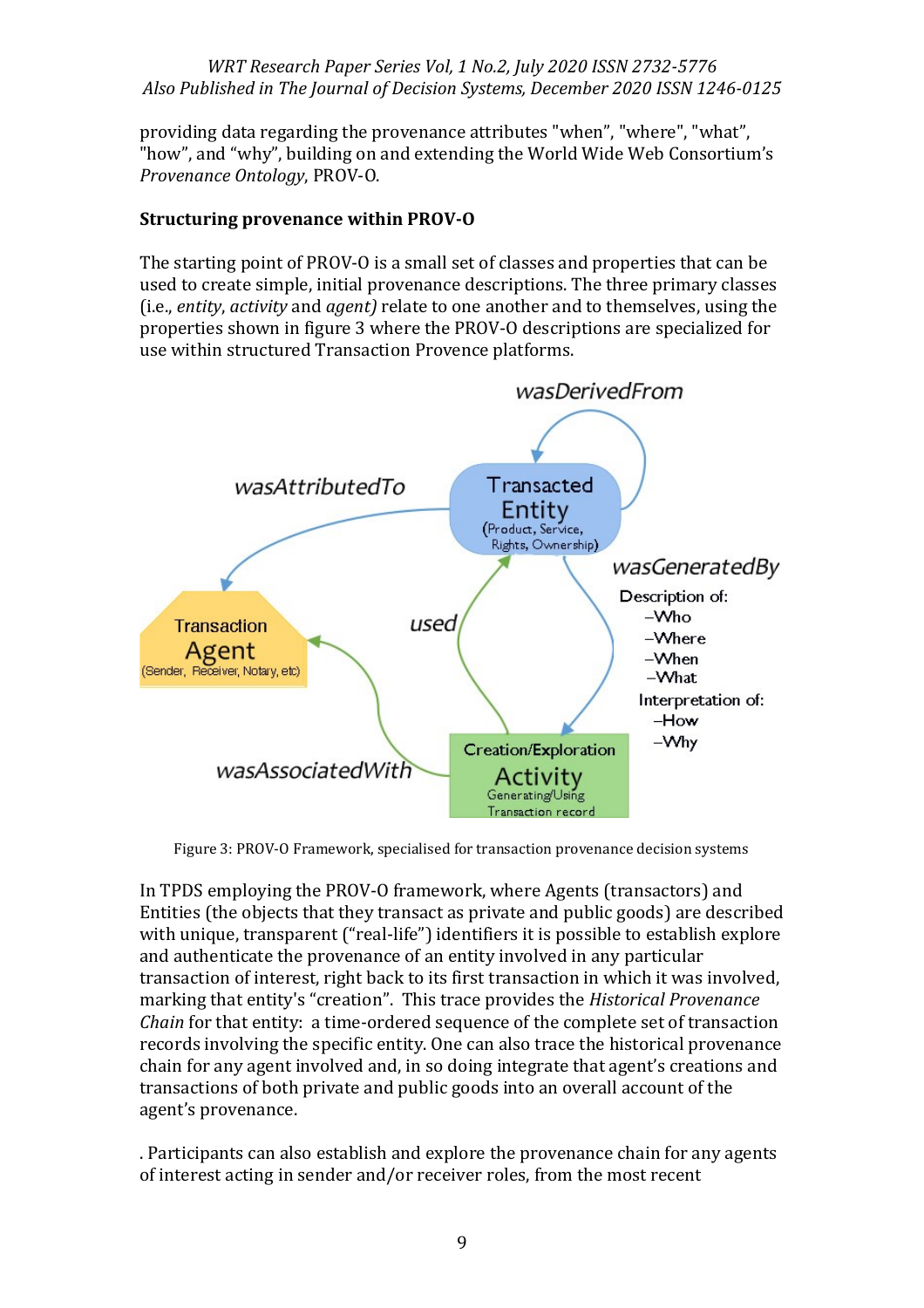providing data regarding the provenance attributes "when", "where", "what", "how", and "why", building on and extending the World Wide Web Consortium's *Provenance Ontology*, PROV-O.

**Structuring provenance within PROV-O**

The starting point of PROV-O is a small set of classes and properties that can be used to create simple, initial provenance descriptions. The three primary classes (i.e., *entity*, *activity* and *agent)* relate to one another and to themselves, using the properties shown in figure 3 where the PROV-O descriptions are specialized for use within structured Transaction Provence platforms.

Figure 3: PROV-O Framework, specialised for transaction provenance decision systems

In TPDS employing the PROV-O framework, where Agents (transactors) and Entities (the objects that they transact as private and public goods) are described with unique, transparent ("real-life") identifiers it is possible to establish explore and authenticate the provenance of an entity involved in any particular transaction of interest, right back to its first transaction in which it was involved, marking that entity's "creation". This trace provides the *Historical Provenance Chain* for that entity: a time-ordered sequence of the complete set of transaction records involving the specific entity. One can also trace the historical provenance chain for any agent involved and, in so doing integrate that agent's creations and transactions of both private and public goods into an overall account of the agent's provenance.

. Participants can also establish and explore the provenance chain for any agents of interest acting in sender and/or receiver roles, from the most recent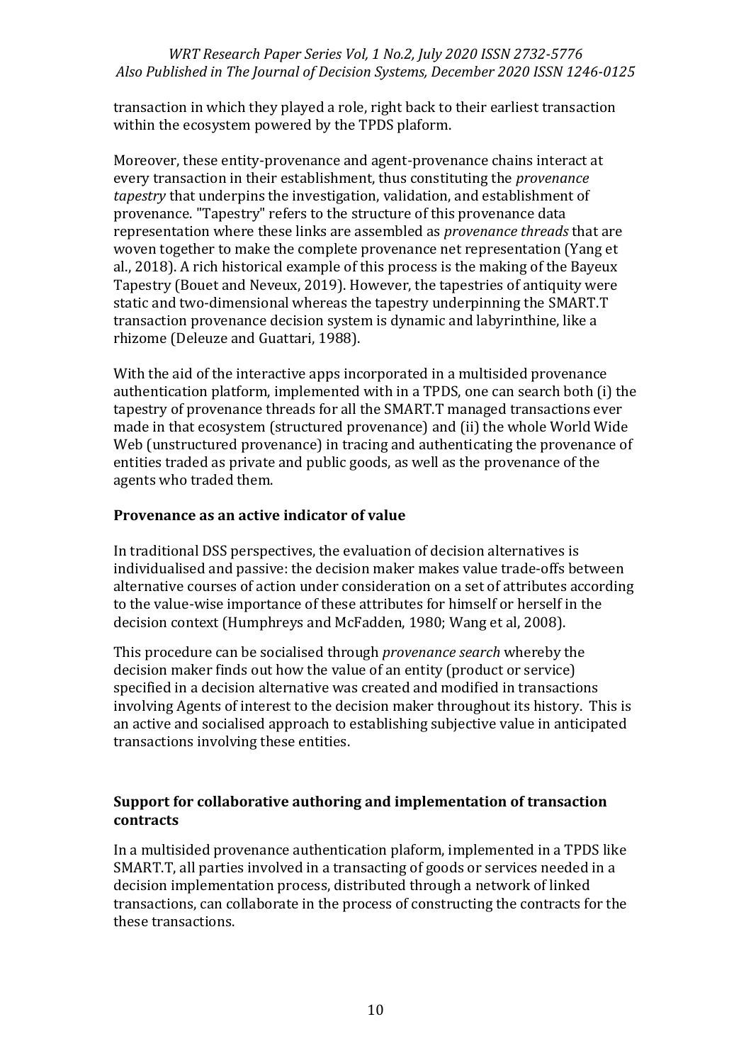transaction in which they played a role, right back to their earliest transaction within the ecosystem powered by the TPDS plaform.

Moreover, these entity-provenance and agent-provenance chains interact at every transaction in their establishment, thus constituting the *provenance tapestry* that underpins the investigation, validation, and establishment of provenance. "Tapestry" refers to the structure of this provenance data representation where these links are assembled as *provenance threads* that are woven together to make the complete provenance net representation (Yang et al., 2018). A rich historical example of this process is the making of the Bayeux Tapestry (Bouet and Neveux, 2019). However, the tapestries of antiquity were static and two-dimensional whereas the tapestry underpinning the SMART.T transaction provenance decision system is dynamic and labyrinthine, like a rhizome (Deleuze and Guattari, 1988).

With the aid of the interactive apps incorporated in a multisided provenance authentication platform, implemented with in a TPDS, one can search both (i) the tapestry of provenance threads for all the SMART.T managed transactions ever made in that ecosystem (structured provenance) and (ii) the whole World Wide Web (unstructured provenance) in tracing and authenticating the provenance of entities traded as private and public goods, as well as the provenance of the agents who traded them.

### Provenance as an active indicator of value

In traditional DSS perspectives, the evaluation of decision alternatives is individualised and passive: the decision maker makes value trade-offs between alternative courses of action under consideration on a set of attributes according to the value-wise importance of these attributes for himself or herself in the decision context (Humphreys and McFadden, 1980; Wang et al, 2008).

This procedure can be socialised through *provenance search* whereby the decision maker finds out how the value of an entity (product or service) specified in a decision alternative was created and modified in transactions involving Agents of interest to the decision maker throughout its history. This is an active and socialised approach to establishing subjective value in anticipated transactions involving these entities.

### Support for collaborative authoring and implementation of transaction contracts

In a multisided provenance authentication plaform, implemented in a TPDS like SMART.T, all parties involved in a transacting of goods or services needed in a decision implementation process, distributed through a network of linked transactions, can collaborate in the process of constructing the contracts for the these transactions.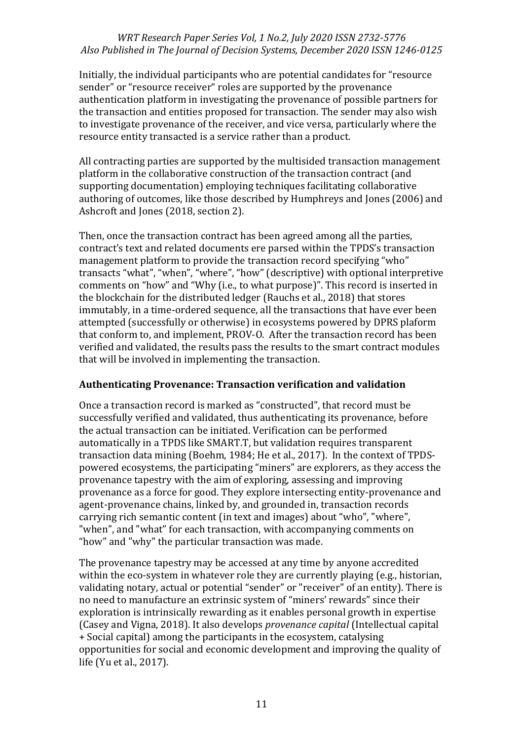Initially, the individual participants who are potential candidates for "resource sender" or "resource receiver" roles are supported by the provenance authentication platform in investigating the provenance of possible partners for the transaction and entities proposed for transaction. The sender may also wish to investigate provenance of the receiver, and vice versa, particularly where the resource entity transacted is a service rather than a product.

All contracting parties are supported by the multisided transaction management platform in the collaborative construction of the transaction contract (and supporting documentation) employing techniques facilitating collaborative authoring of outcomes, like those described by Humphreys and Jones (2006) and Ashcroft and Jones (2018, section 2).

Then, once the transaction contract has been agreed among all the parties, contract's text and related documents ere parsed within the TPDS's transaction management platform to provide the transaction record specifying "who" transacts "what", "when", "where", "how" (descriptive) with optional interpretive comments on "how" and "Why (i.e., to what purpose)". This record is inserted in the blockchain for the distributed ledger (Rauchs et al., 2018) that stores immutably, in a time-ordered sequence, all the transactions that have ever been attempted (successfully or otherwise) in ecosystems powered by DPRS plaform that conform to, and implement, PROV-O. After the transaction record has been verified and validated, the results pass the results to the smart contract modules that will be involved in implementing the transaction.

## Authenticating Provenance: Transaction verification and validation

Once a transaction record is marked as "constructed", that record must be successfully verified and validated, thus authenticating its provenance, before the actual transaction can be initiated. Verification can be performed automatically in a TPDS like SMART.T, but validation requires transparent transaction data mining (Boehm, 1984; He et al., 2017). In the context of TPDS-powered ecosystems, the participating "miners" are explorers, as they access the provenance tapestry with the aim of exploring, assessing and improving provenance as a force for good. They explore intersecting entity-provenance and agent-provenance chains, linked by, and grounded in, transaction records carrying rich semantic content (in text and images) about "who", "where", "when", and "what" for each transaction, with accompanying comments on "how" and "why" the particular transaction was made.

The provenance tapestry may be accessed at any time by anyone accredited within the eco-system in whatever role they are currently playing (e.g., historian, validating notary, actual or potential "sender" or "receiver" of an entity). There is no need to manufacture an extrinsic system of "miners' rewards" since their exploration is intrinsically rewarding as it enables personal growth in expertise (Casey and Vigna, 2018). It also develops *provenance capital* (Intellectual capital + Social capital) among the participants in the ecosystem, catalysing opportunities for social and economic development and improving the quality of life (Yu et al., 2017).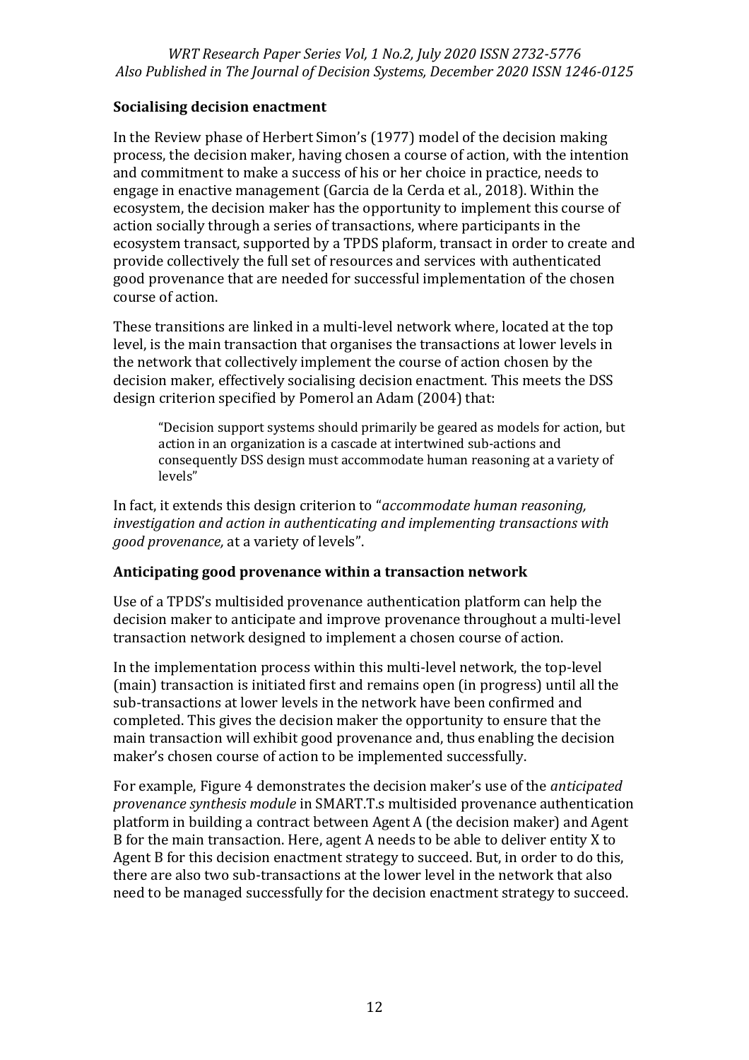## Socialising decision enactment

In the Review phase of Herbert Simon's (1977) model of the decision making process, the decision maker, having chosen a course of action, with the intention and commitment to make a success of his or her choice in practice, needs to engage in enactive management (Garcia de la Cerda et al., 2018). Within the ecosystem, the decision maker has the opportunity to implement this course of action socially through a series of transactions, where participants in the ecosystem transact, supported by a TPDS plaform, transact in order to create and provide collectively the full set of resources and services with authenticated good provenance that are needed for successful implementation of the chosen course of action.

These transitions are linked in a multi-level network where, located at the top level, is the main transaction that organises the transactions at lower levels in the network that collectively implement the course of action chosen by the decision maker, effectively socialising decision enactment. This meets the DSS design criterion specified by Pomerol an Adam (2004) that:

> "Decision support systems should primarily be geared as models for action, but action in an organization is a cascade at intertwined sub-actions and consequently DSS design must accommodate human reasoning at a variety of levels"

In fact, it extends this design criterion to "*accommodate human reasoning, investigation and action in authenticating and implementing transactions with good provenance,* at a variety of levels".

## Anticipating good provenance within a transaction network

Use of a TPDS's multisided provenance authentication platform can help the decision maker to anticipate and improve provenance throughout a multi-level transaction network designed to implement a chosen course of action.

In the implementation process within this multi-level network, the top-level (main) transaction is initiated first and remains open (in progress) until all the sub-transactions at lower levels in the network have been confirmed and completed. This gives the decision maker the opportunity to ensure that the main transaction will exhibit good provenance and, thus enabling the decision maker's chosen course of action to be implemented successfully.

For example, Figure 4 demonstrates the decision maker's use of the *anticipated provenance synthesis module* in SMART.T.s multisided provenance authentication platform in building a contract between Agent A (the decision maker) and Agent B for the main transaction. Here, agent A needs to be able to deliver entity X to Agent B for this decision enactment strategy to succeed. But, in order to do this, there are also two sub-transactions at the lower level in the network that also need to be managed successfully for the decision enactment strategy to succeed.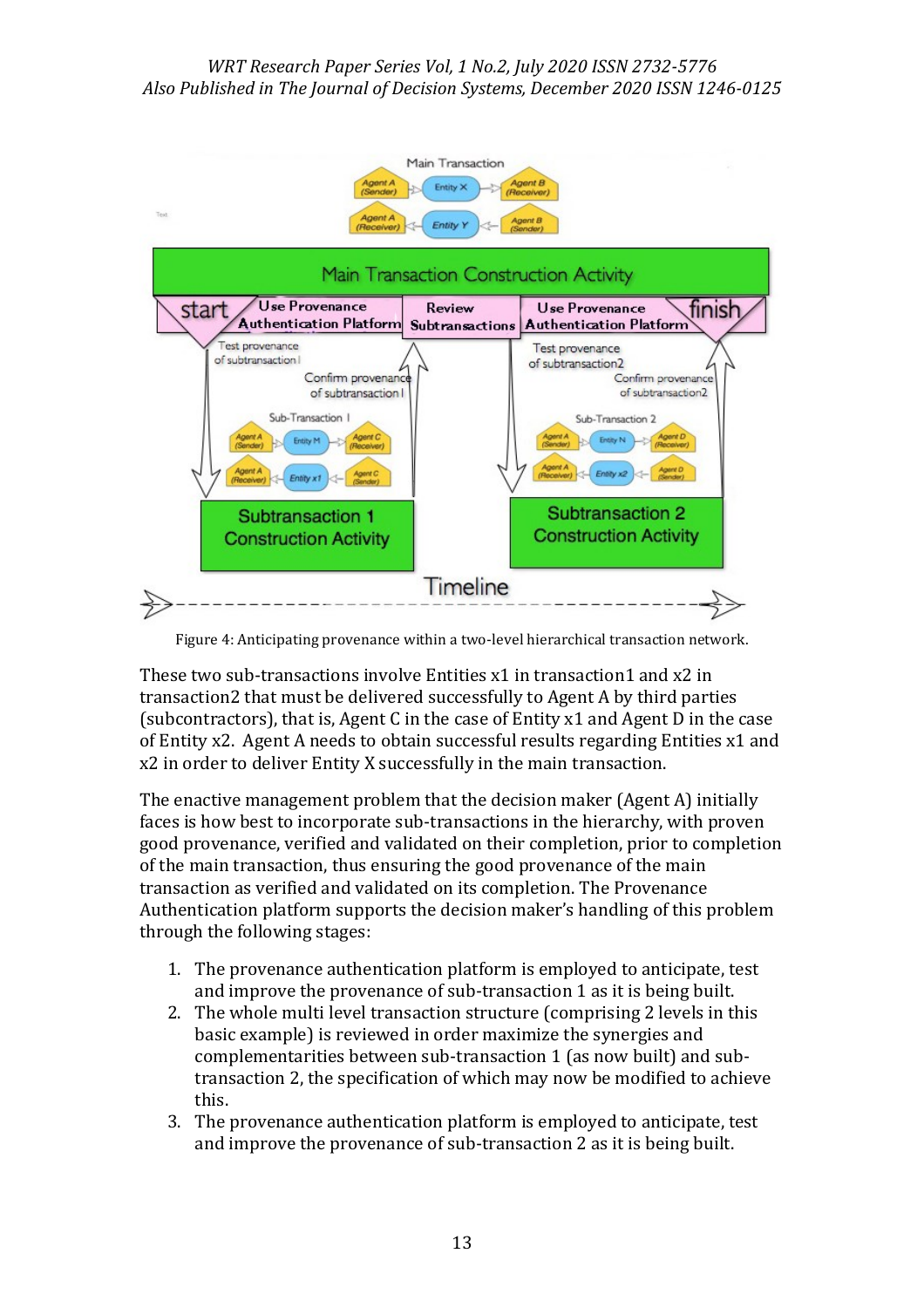Figure 4: Anticipating provenance within a two-level hierarchical transaction network.

These two sub-transactions involve Entities x1 in transaction1 and x2 in transaction2 that must be delivered successfully to Agent A by third parties (subcontractors), that is, Agent C in the case of Entity x1 and Agent D in the case of Entity x2. Agent A needs to obtain successful results regarding Entities x1 and x2 in order to deliver Entity X successfully in the main transaction.

The enactive management problem that the decision maker (Agent A) initially faces is how best to incorporate sub-transactions in the hierarchy, with proven good provenance, verified and validated on their completion, prior to completion of the main transaction, thus ensuring the good provenance of the main transaction as verified and validated on its completion. The Provenance Authentication platform supports the decision maker's handling of this problem through the following stages:

1. The provenance authentication platform is employed to anticipate, test and improve the provenance of sub-transaction 1 as it is being built.
2. The whole multi level transaction structure (comprising 2 levels in this basic example) is reviewed in order maximize the synergies and complementarities between sub-transaction 1 (as now built) and sub-transaction 2, the specification of which may now be modified to achieve this.
3. The provenance authentication platform is employed to anticipate, test and improve the provenance of sub-transaction 2 as it is being built.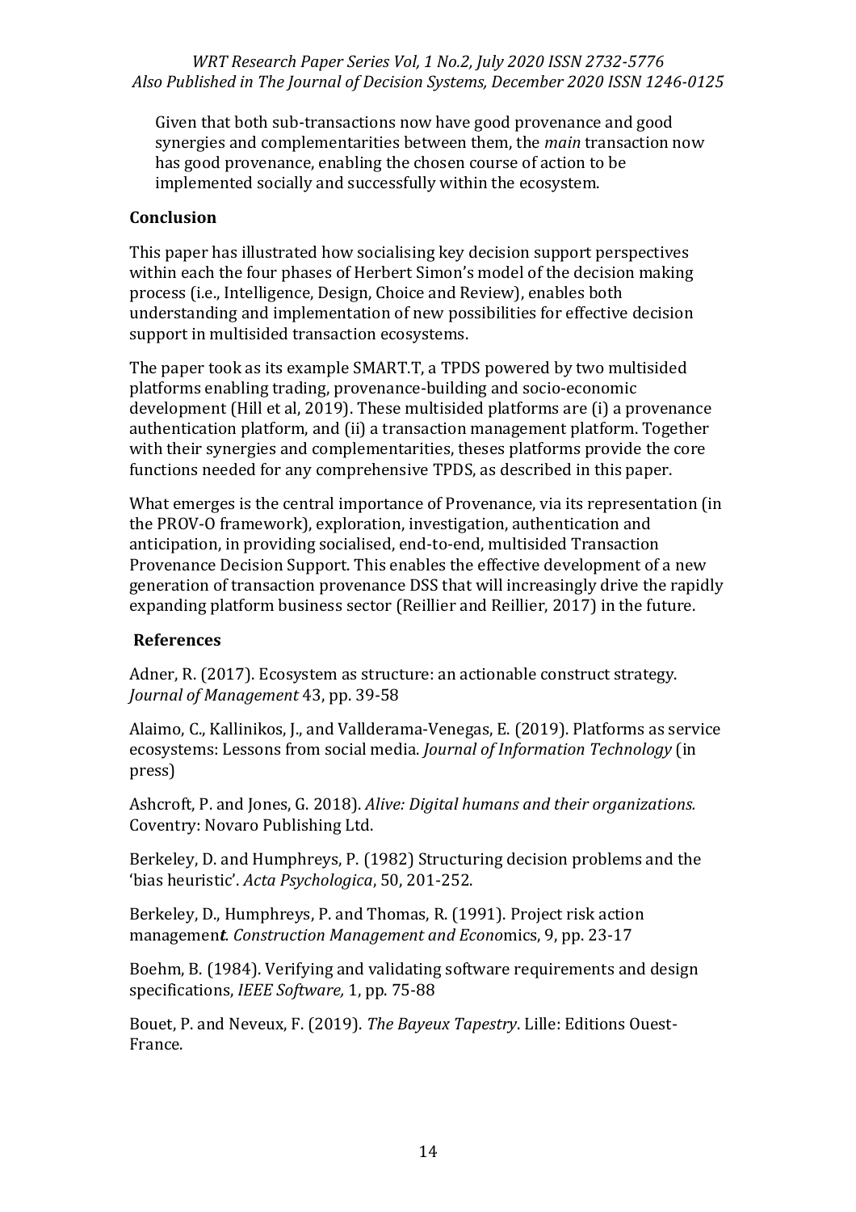Given that both sub-transactions now have good provenance and good synergies and complementarities between them, the *main* transaction now has good provenance, enabling the chosen course of action to be implemented socially and successfully within the ecosystem.

## Conclusion

This paper has illustrated how socialising key decision support perspectives within each the four phases of Herbert Simon's model of the decision making process (i.e., Intelligence, Design, Choice and Review), enables both understanding and implementation of new possibilities for effective decision support in multisided transaction ecosystems.

The paper took as its example SMART.T, a TPDS powered by two multisided platforms enabling trading, provenance-building and socio-economic development (Hill et al, 2019). These multisided platforms are (i) a provenance authentication platform, and (ii) a transaction management platform. Together with their synergies and complementarities, theses platforms provide the core functions needed for any comprehensive TPDS, as described in this paper.

What emerges is the central importance of Provenance, via its representation (in the PROV-O framework), exploration, investigation, authentication and anticipation, in providing socialised, end-to-end, multisided Transaction Provenance Decision Support. This enables the effective development of a new generation of transaction provenance DSS that will increasingly drive the rapidly expanding platform business sector (Reillier and Reillier, 2017) in the future.

## References

Adner, R. (2017). Ecosystem as structure: an actionable construct strategy. *Journal of Management* 43, pp. 39-58

Alaimo, C., Kallinikos, J., and Vallderama-Venegas, E. (2019). Platforms as service ecosystems: Lessons from social media. *Journal of Information Technology* (in press)

Ashcroft, P. and Jones, G. 2018). *Alive: Digital humans and their organizations.* Coventry: Novaro Publishing Ltd.

Berkeley, D. and Humphreys, P. (1982) Structuring decision problems and the 'bias heuristic'. *Acta Psychologica*, 50, 201-252.

Berkeley, D., Humphreys, P. and Thomas, R. (1991). Project risk action managemen***t****. Construction Management and Econo*mics, 9, pp. 23-17

Boehm, B. (1984). Verifying and validating software requirements and design specifications, *IEEE Software,* 1, pp. 75-88

Bouet, P. and Neveux, F. (2019). *The Bayeux Tapestry*. Lille: Editions Ouest-France.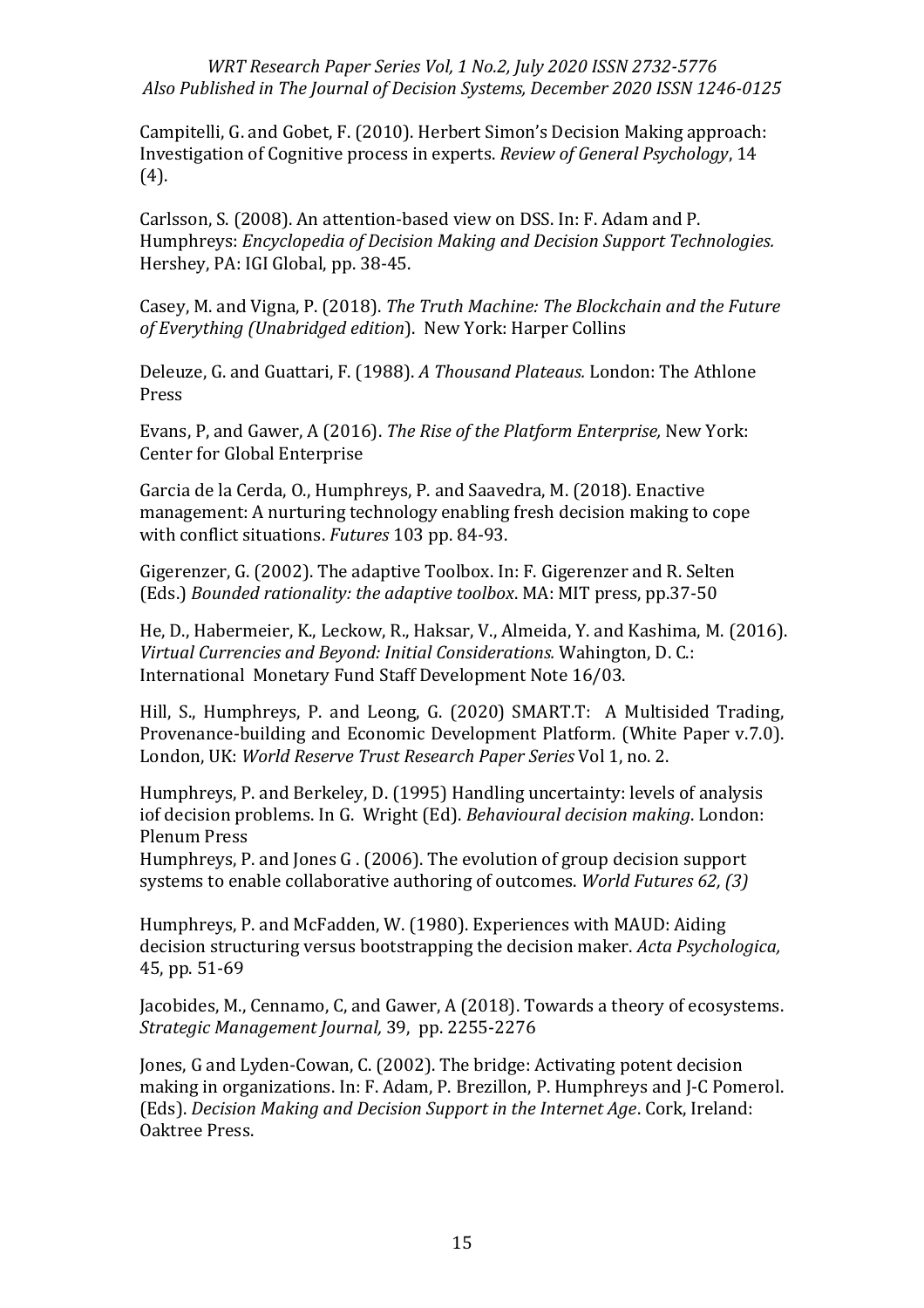Campitelli, G. and Gobet, F. (2010). Herbert Simon's Decision Making approach: Investigation of Cognitive process in experts. *Review of General Psychology*, 14 (4).

Carlsson, S. (2008). An attention-based view on DSS. In: F. Adam and P. Humphreys: *Encyclopedia of Decision Making and Decision Support Technologies.* Hershey, PA: IGI Global, pp. 38-45.

Casey, M. and Vigna, P. (2018). *The Truth Machine: The Blockchain and the Future of Everything (Unabridged edition*). New York: Harper Collins

Deleuze, G. and Guattari, F. (1988). *A Thousand Plateaus.* London: The Athlone Press

Evans, P, and Gawer, A (2016). *The Rise of the Platform Enterprise,* New York: Center for Global Enterprise

Garcia de la Cerda, O., Humphreys, P. and Saavedra, M. (2018). Enactive management: A nurturing technology enabling fresh decision making to cope with conflict situations. *Futures* 103 pp. 84-93.

Gigerenzer, G. (2002). The adaptive Toolbox. In: F. Gigerenzer and R. Selten (Eds.) *Bounded rationality: the adaptive toolbox*. MA: MIT press, pp.37-50

He, D., Habermeier, K., Leckow, R., Haksar, V., Almeida, Y. and Kashima, M. (2016). *Virtual Currencies and Beyond: Initial Considerations.* Wahington, D. C.: International Monetary Fund Staff Development Note 16/03.

Hill, S., Humphreys, P. and Leong, G. (2020) SMART.T: A Multisided Trading, Provenance-building and Economic Development Platform. (White Paper v.7.0). London, UK: *World Reserve Trust Research Paper Series* Vol 1, no. 2.

Humphreys, P. and Berkeley, D. (1995) Handling uncertainty: levels of analysis iof decision problems. In G. Wright (Ed). *Behavioural decision making*. London: Plenum Press

Humphreys, P. and Jones G . (2006). The evolution of group decision support systems to enable collaborative authoring of outcomes. *World Futures 62, (3)*

Humphreys, P. and McFadden, W. (1980). Experiences with MAUD: Aiding decision structuring versus bootstrapping the decision maker. *Acta Psychologica,* 45, pp. 51-69

Jacobides, M., Cennamo, C, and Gawer, A (2018). Towards a theory of ecosystems. *Strategic Management Journal,* 39, pp. 2255-2276

Jones, G and Lyden-Cowan, C. (2002). The bridge: Activating potent decision making in organizations. In: F. Adam, P. Brezillon, P. Humphreys and J-C Pomerol. (Eds). *Decision Making and Decision Support in the Internet Age*. Cork, Ireland: Oaktree Press.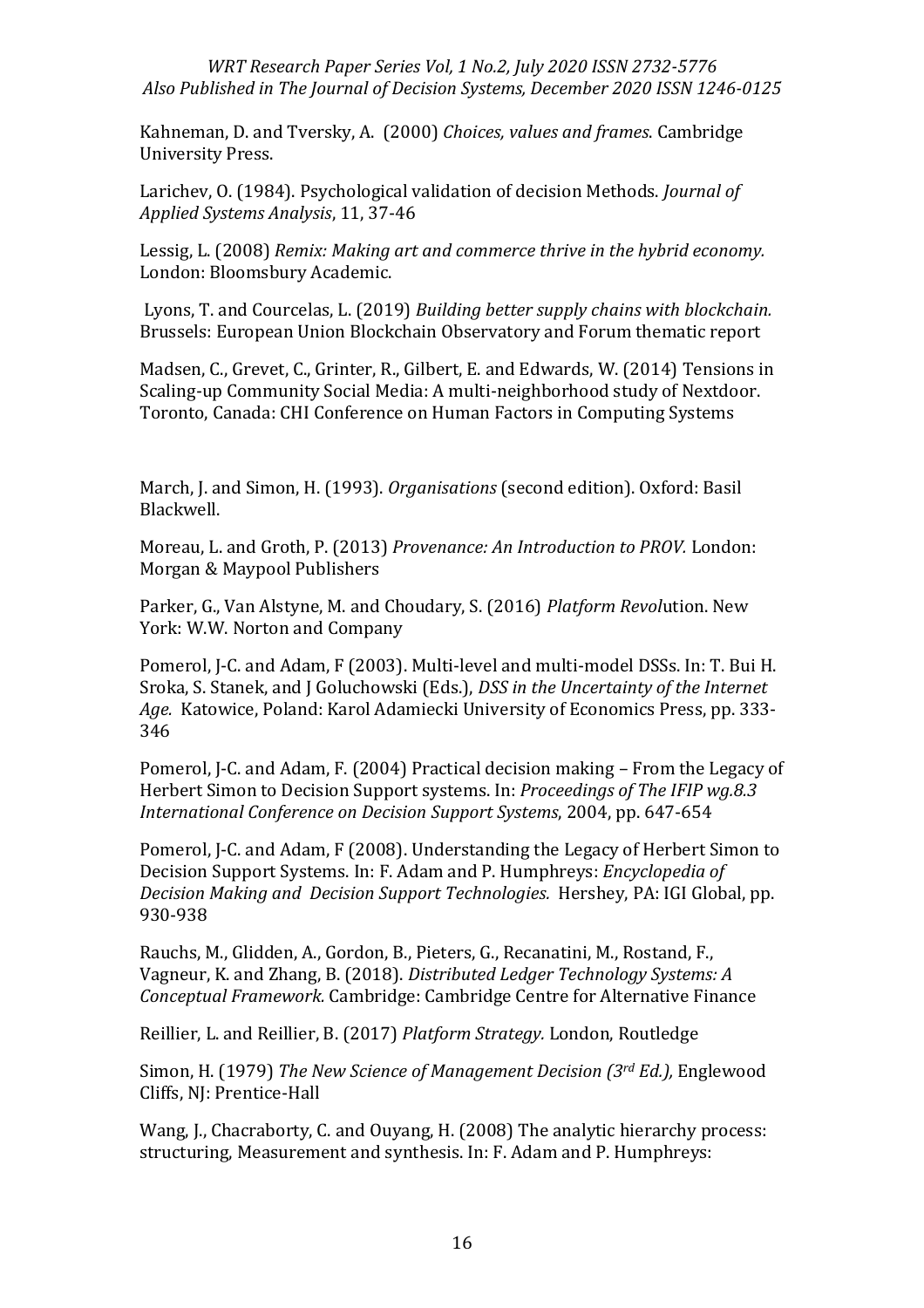Kahneman, D. and Tversky, A. (2000) *Choices, values and frames*. Cambridge University Press.

Larichev, O. (1984). Psychological validation of decision Methods. *Journal of Applied Systems Analysis*, 11, 37-46

Lessig, L. (2008) *Remix: Making art and commerce thrive in the hybrid economy.* London: Bloomsbury Academic.

Lyons, T. and Courcelas, L. (2019) *Building better supply chains with blockchain.* Brussels: European Union Blockchain Observatory and Forum thematic report

Madsen, C., Grevet, C., Grinter, R., Gilbert, E. and Edwards, W. (2014) Tensions in Scaling-up Community Social Media: A multi-neighborhood study of Nextdoor. Toronto, Canada: CHI Conference on Human Factors in Computing Systems

March, J. and Simon, H. (1993). *Organisations* (second edition). Oxford: Basil Blackwell.

Moreau, L. and Groth, P. (2013) *Provenance: An Introduction to PROV.* London: Morgan & Maypool Publishers

Parker, G., Van Alstyne, M. and Choudary, S. (2016) *Platform Revolution*. New York: W.W. Norton and Company

Pomerol, J-C. and Adam, F (2003). Multi-level and multi-model DSSs. In: T. Bui H. Sroka, S. Stanek, and J Goluchowski (Eds.), *DSS in the Uncertainty of the Internet Age.* Katowice, Poland: Karol Adamiecki University of Economics Press, pp. 333-346

Pomerol, J-C. and Adam, F. (2004) Practical decision making – From the Legacy of Herbert Simon to Decision Support systems. In: *Proceedings of The IFIP wg.8.3 International Conference on Decision Support Systems*, 2004, pp. 647-654

Pomerol, J-C. and Adam, F (2008). Understanding the Legacy of Herbert Simon to Decision Support Systems. In: F. Adam and P. Humphreys: *Encyclopedia of Decision Making and Decision Support Technologies.* Hershey, PA: IGI Global, pp. 930-938

Rauchs, M., Glidden, A., Gordon, B., Pieters, G., Recanatini, M., Rostand, F., Vagneur, K. and Zhang, B. (2018). *Distributed Ledger Technology Systems: A Conceptual Framework.* Cambridge: Cambridge Centre for Alternative Finance

Reillier, L. and Reillier, B. (2017) *Platform Strategy.* London, Routledge

Simon, H. (1979) *The New Science of Management Decision (3rd Ed.),* Englewood Cliffs, NJ: Prentice-Hall

Wang, J., Chacraborty, C. and Ouyang, H. (2008) The analytic hierarchy process: structuring, Measurement and synthesis. In: F. Adam and P. Humphreys: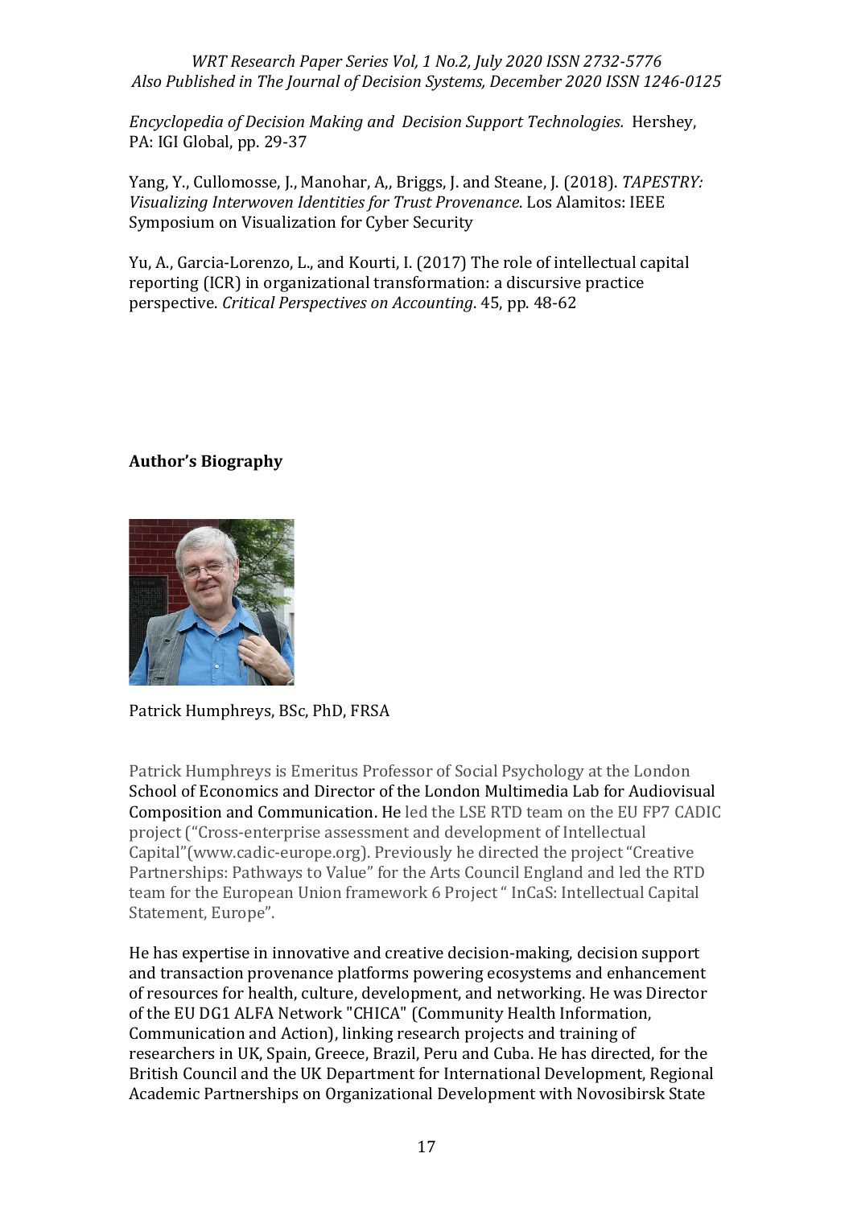*Encyclopedia of Decision Making and Decision Support Technologies.* Hershey, PA: IGI Global, pp. 29-37

Yang, Y., Cullomosse, J., Manohar, A,, Briggs, J. and Steane, J. (2018). *TAPESTRY: Visualizing Interwoven Identities for Trust Provenance*. Los Alamitos: IEEE Symposium on Visualization for Cyber Security

Yu, A., Garcia-Lorenzo, L., and Kourti, I. (2017) The role of intellectual capital reporting (ICR) in organizational transformation: a discursive practice perspective. *Critical Perspectives on Accounting*. 45, pp. 48-62

**Author's Biography**

Patrick Humphreys, BSc, PhD, FRSA

Patrick Humphreys is Emeritus Professor of Social Psychology at the London School of Economics and Director of the London Multimedia Lab for Audiovisual Composition and Communication. He led the LSE RTD team on the EU FP7 CADIC project ("Cross-enterprise assessment and development of Intellectual Capital"(www.cadic-europe.org). Previously he directed the project "Creative Partnerships: Pathways to Value" for the Arts Council England and led the RTD team for the European Union framework 6 Project " InCaS: Intellectual Capital Statement, Europe".

He has expertise in innovative and creative decision-making, decision support and transaction provenance platforms powering ecosystems and enhancement of resources for health, culture, development, and networking. He was Director of the EU DG1 ALFA Network "CHICA" (Community Health Information, Communication and Action), linking research projects and training of researchers in UK, Spain, Greece, Brazil, Peru and Cuba. He has directed, for the British Council and the UK Department for International Development, Regional Academic Partnerships on Organizational Development with Novosibirsk State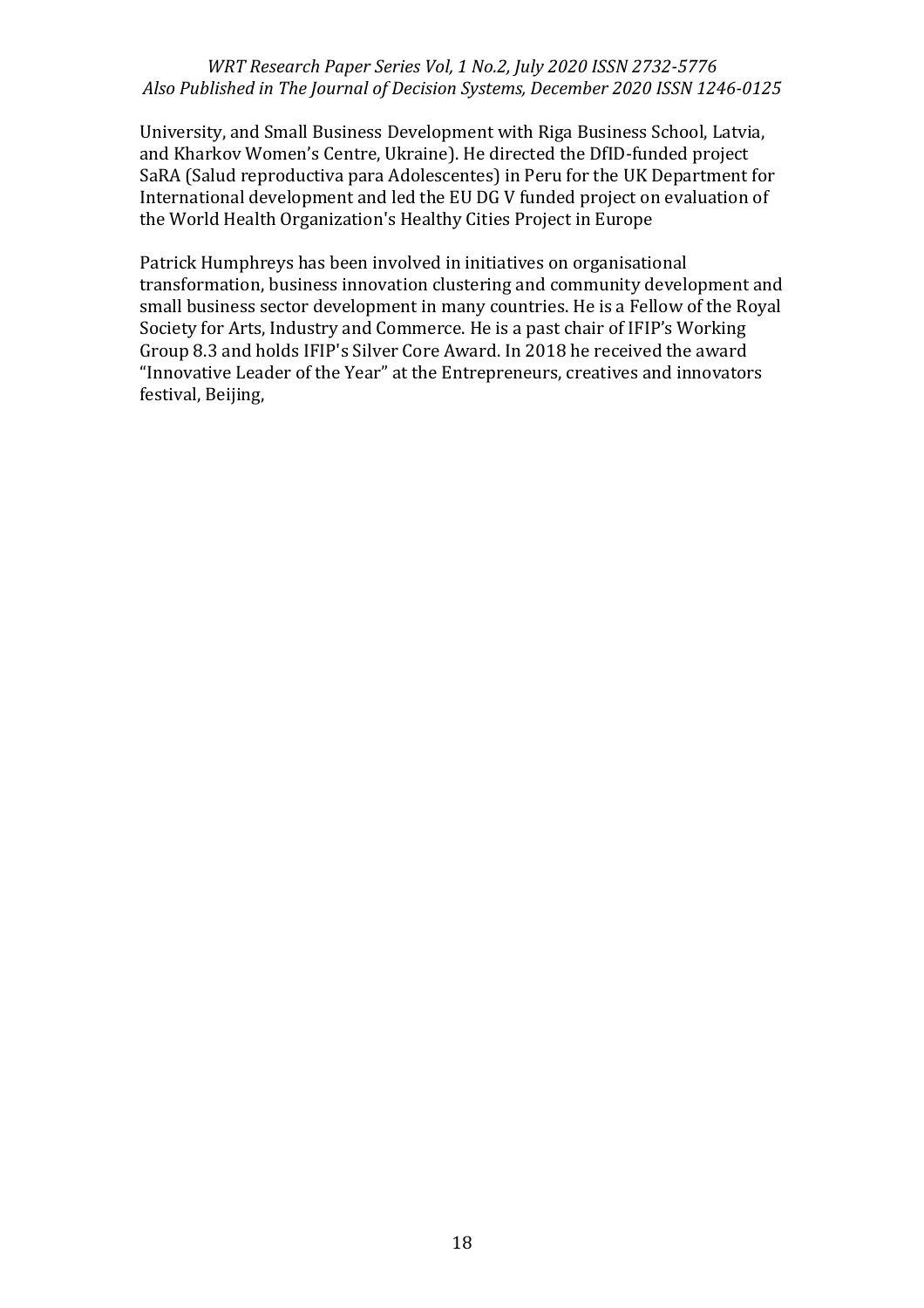University, and Small Business Development with Riga Business School, Latvia, and Kharkov Women's Centre, Ukraine). He directed the DfID-funded project SaRA (Salud reproductiva para Adolescentes) in Peru for the UK Department for International development and led the EU DG V funded project on evaluation of the World Health Organization's Healthy Cities Project in Europe

Patrick Humphreys has been involved in initiatives on organisational transformation, business innovation clustering and community development and small business sector development in many countries. He is a Fellow of the Royal Society for Arts, Industry and Commerce. He is a past chair of IFIP's Working Group 8.3 and holds IFIP's Silver Core Award. In 2018 he received the award "Innovative Leader of the Year" at the Entrepreneurs, creatives and innovators festival, Beijing,